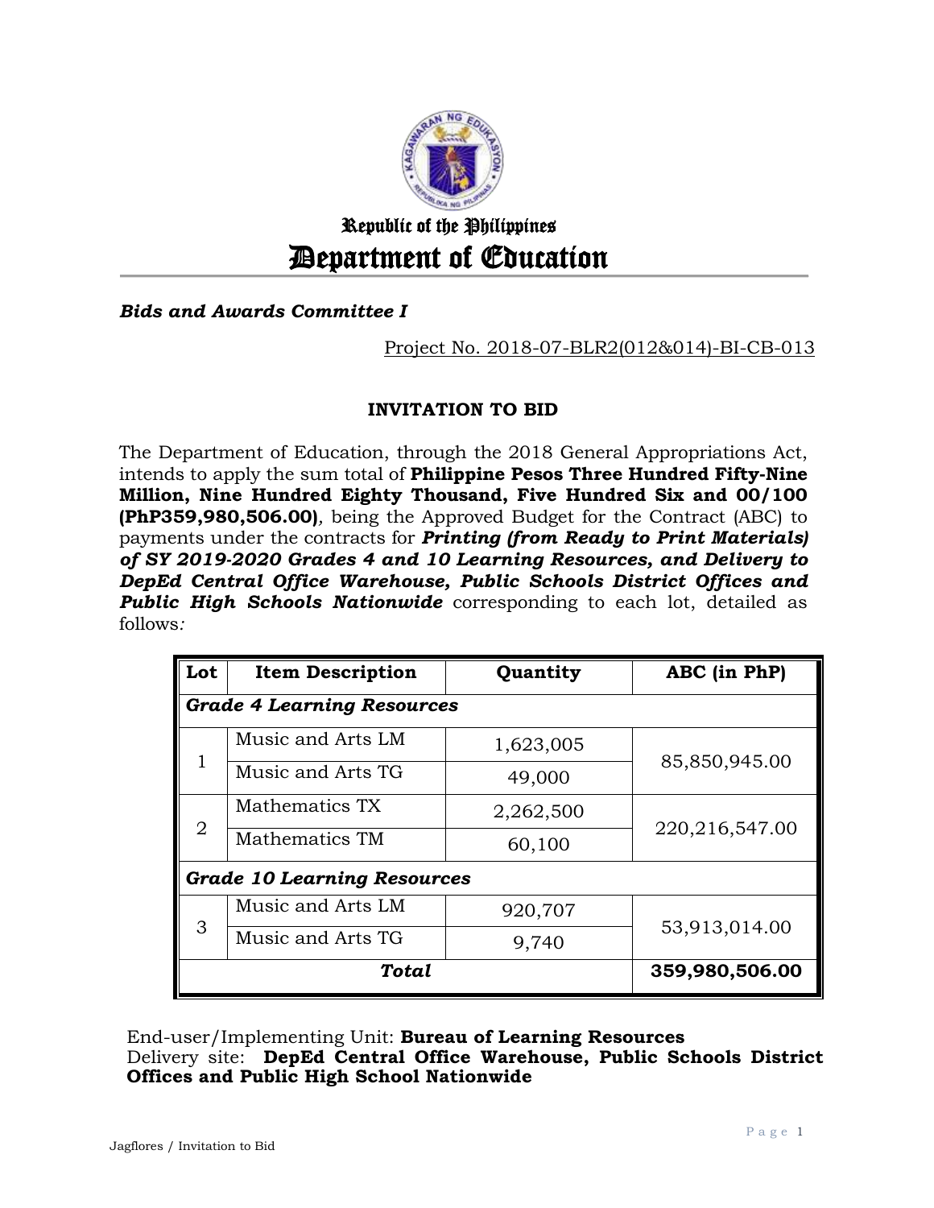Republic of the Philippines

# Department of Education

***Bids and Awards Committee I***

Project No. 2018-07-BLR2(012&014)-BI-CB-013

## INVITATION TO BID

The Department of Education, through the 2018 General Appropriations Act, intends to apply the sum total of **Philippine Pesos Three Hundred Fifty-Nine Million, Nine Hundred Eighty Thousand, Five Hundred Six and 00/100 (PhP359,980,506.00)**, being the Approved Budget for the Contract (ABC) to payments under the contracts for ***Printing (from Ready to Print Materials) of SY 2019-2020 Grades 4 and 10 Learning Resources, and Delivery to DepEd Central Office Warehouse, Public Schools District Offices and Public High Schools Nationwide*** corresponding to each lot, detailed as follows*:*

| Lot | Item Description | Quantity | ABC (in PhP) |
|---|---|---|---|
| ***Grade 4 Learning Resources*** | | | |
| 1 | Music and Arts LM | 1,623,005 | 85,850,945.00 |
| | Music and Arts TG | 49,000 | |
| 2 | Mathematics TX | 2,262,500 | 220,216,547.00 |
| | Mathematics TM | 60,100 | |
| ***Grade 10 Learning Resources*** | | | |
| 3 | Music and Arts LM | 920,707 | 53,913,014.00 |
| | Music and Arts TG | 9,740 | |
| ***Total*** | | | **359,980,506.00** |

End-user/Implementing Unit: **Bureau of Learning Resources**
Delivery site: **DepEd Central Office Warehouse, Public Schools District Offices and Public High School Nationwide**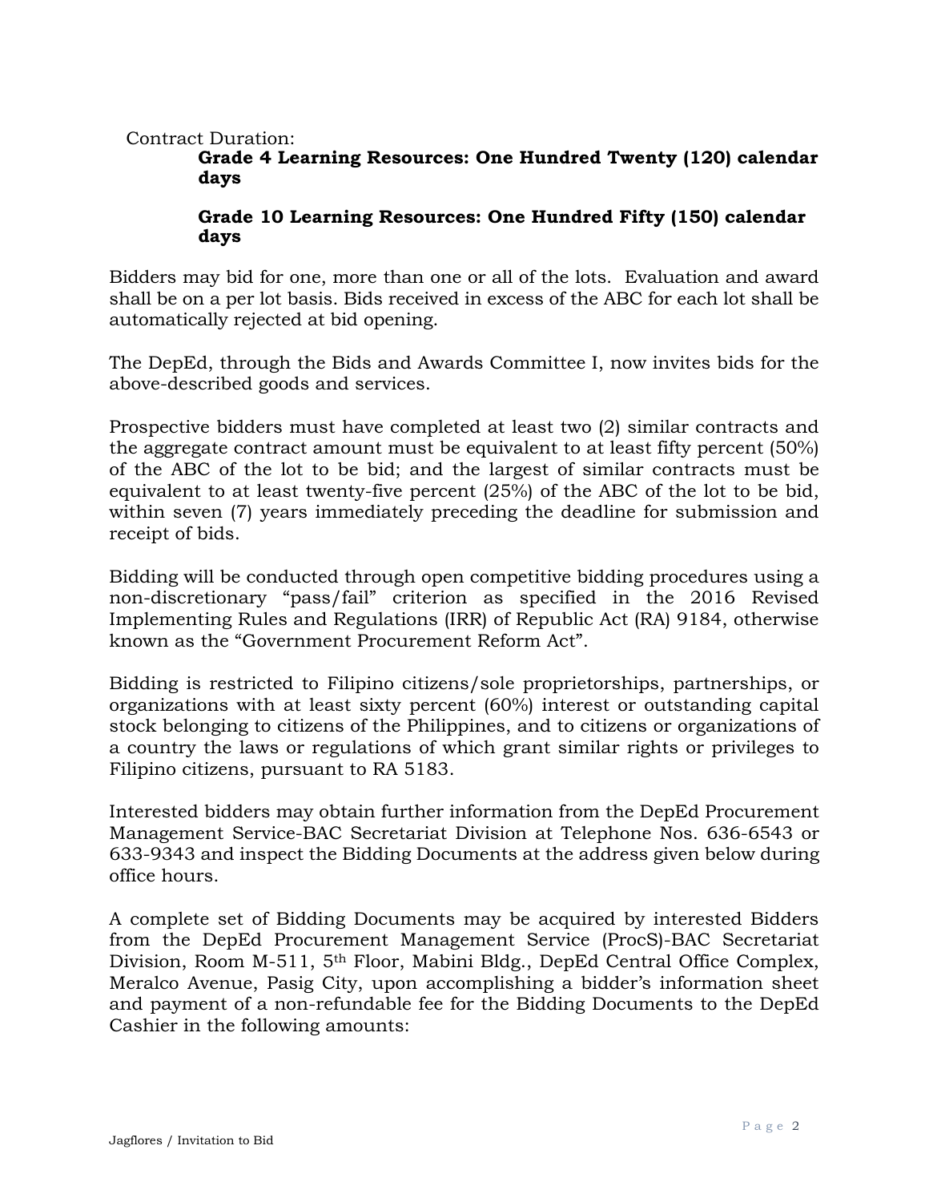Contract Duration:

**Grade 4 Learning Resources: One Hundred Twenty (120) calendar days**

**Grade 10 Learning Resources: One Hundred Fifty (150) calendar days**

Bidders may bid for one, more than one or all of the lots. Evaluation and award shall be on a per lot basis. Bids received in excess of the ABC for each lot shall be automatically rejected at bid opening.

The DepEd, through the Bids and Awards Committee I, now invites bids for the above-described goods and services.

Prospective bidders must have completed at least two (2) similar contracts and the aggregate contract amount must be equivalent to at least fifty percent (50%) of the ABC of the lot to be bid; and the largest of similar contracts must be equivalent to at least twenty-five percent (25%) of the ABC of the lot to be bid, within seven (7) years immediately preceding the deadline for submission and receipt of bids.

Bidding will be conducted through open competitive bidding procedures using a non-discretionary "pass/fail" criterion as specified in the 2016 Revised Implementing Rules and Regulations (IRR) of Republic Act (RA) 9184, otherwise known as the "Government Procurement Reform Act".

Bidding is restricted to Filipino citizens/sole proprietorships, partnerships, or organizations with at least sixty percent (60%) interest or outstanding capital stock belonging to citizens of the Philippines, and to citizens or organizations of a country the laws or regulations of which grant similar rights or privileges to Filipino citizens, pursuant to RA 5183.

Interested bidders may obtain further information from the DepEd Procurement Management Service-BAC Secretariat Division at Telephone Nos. 636-6543 or 633-9343 and inspect the Bidding Documents at the address given below during office hours.

A complete set of Bidding Documents may be acquired by interested Bidders from the DepEd Procurement Management Service (ProcS)-BAC Secretariat Division, Room M-511, 5th Floor, Mabini Bldg., DepEd Central Office Complex, Meralco Avenue, Pasig City, upon accomplishing a bidder's information sheet and payment of a non-refundable fee for the Bidding Documents to the DepEd Cashier in the following amounts: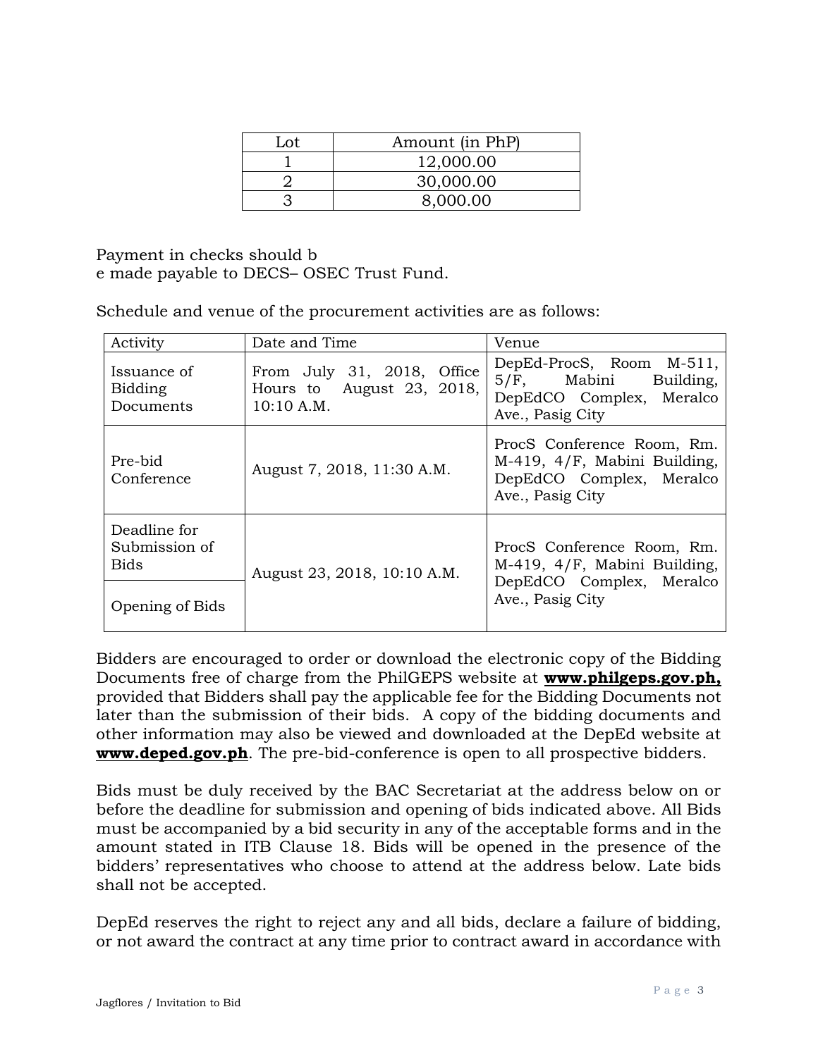| Lot | Amount (in PhP) |
| --- | --- |
| 1 | 12,000.00 |
| 2 | 30,000.00 |
| 3 | 8,000.00 |

Payment in checks should b
e made payable to DECS– OSEC Trust Fund.

Schedule and venue of the procurement activities are as follows:

| Activity | Date and Time | Venue |
| --- | --- | --- |
| Issuance of Bidding Documents | From July 31, 2018, Office Hours to August 23, 2018, 10:10 A.M. | DepEd-ProcS, Room M-511, 5/F, Mabini Building, DepEdCO Complex, Meralco Ave., Pasig City |
| Pre-bid Conference | August 7, 2018, 11:30 A.M. | ProcS Conference Room, Rm. M-419, 4/F, Mabini Building, DepEdCO Complex, Meralco Ave., Pasig City |
| Deadline for Submission of Bids | August 23, 2018, 10:10 A.M. | ProcS Conference Room, Rm. M-419, 4/F, Mabini Building, DepEdCO Complex, Meralco Ave., Pasig City |
| Opening of Bids | | |

Bidders are encouraged to order or download the electronic copy of the Bidding Documents free of charge from the PhilGEPS website at **www.philgeps.gov.ph,** provided that Bidders shall pay the applicable fee for the Bidding Documents not later than the submission of their bids. A copy of the bidding documents and other information may also be viewed and downloaded at the DepEd website at **www.deped.gov.ph**. The pre-bid-conference is open to all prospective bidders.

Bids must be duly received by the BAC Secretariat at the address below on or before the deadline for submission and opening of bids indicated above. All Bids must be accompanied by a bid security in any of the acceptable forms and in the amount stated in ITB Clause 18. Bids will be opened in the presence of the bidders' representatives who choose to attend at the address below. Late bids shall not be accepted.

DepEd reserves the right to reject any and all bids, declare a failure of bidding, or not award the contract at any time prior to contract award in accordance with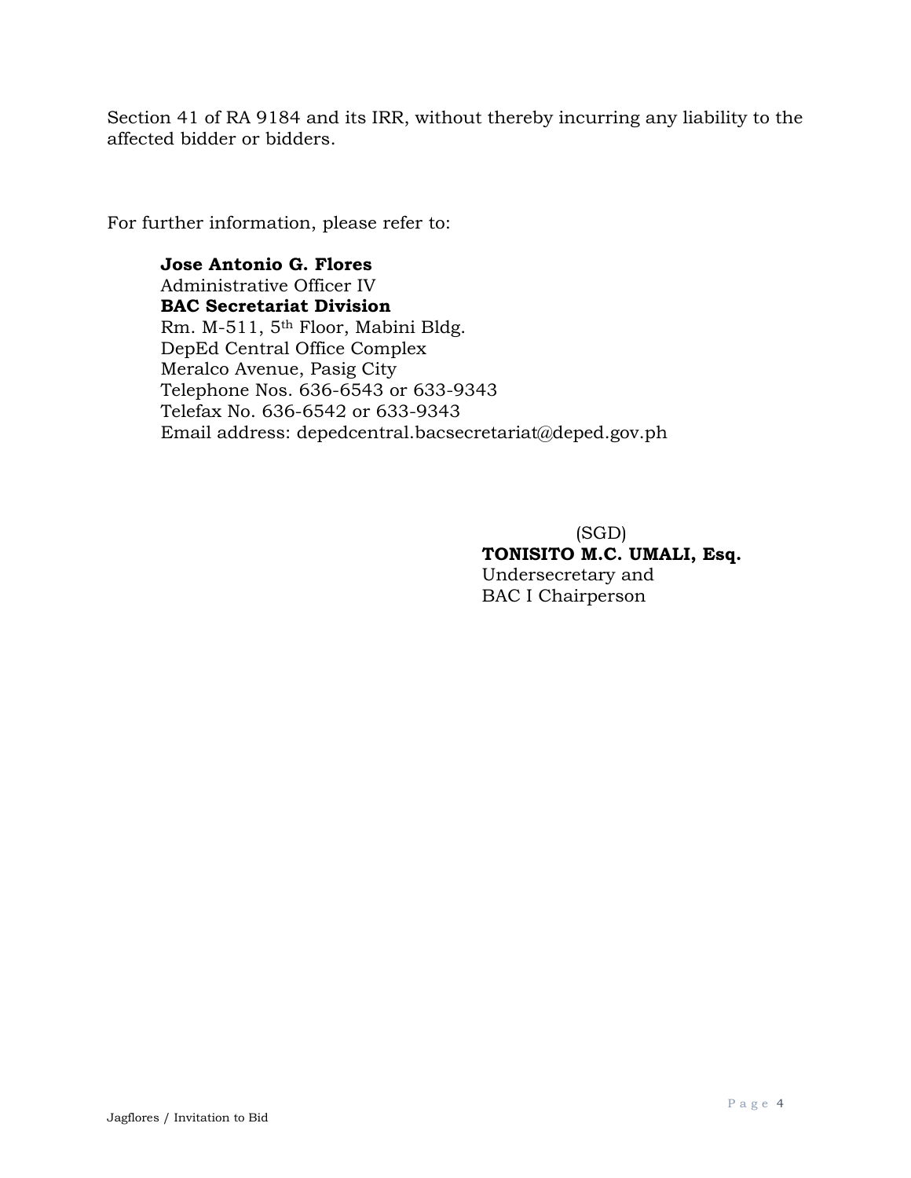Section 41 of RA 9184 and its IRR, without thereby incurring any liability to the affected bidder or bidders.

For further information, please refer to:

**Jose Antonio G. Flores**
Administrative Officer IV
**BAC Secretariat Division**
Rm. M-511, 5th Floor, Mabini Bldg.
DepEd Central Office Complex
Meralco Avenue, Pasig City
Telephone Nos. 636-6543 or 633-9343
Telefax No. 636-6542 or 633-9343
Email address: depedcentral.bacsecretariat@deped.gov.ph

(SGD)
**TONISITO M.C. UMALI, Esq.**
Undersecretary and
BAC I Chairperson